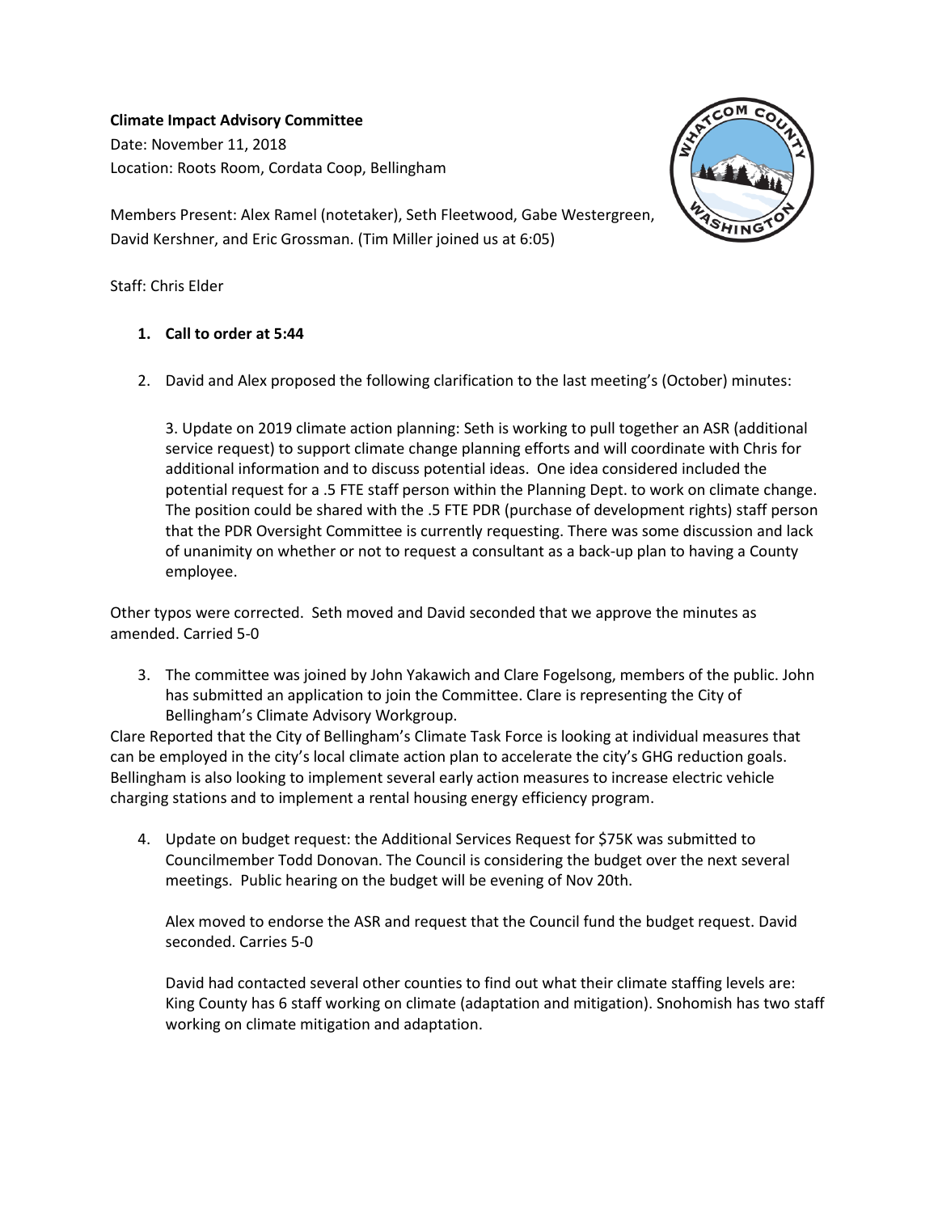**Climate Impact Advisory Committee**
Date: November 11, 2018
Location: Roots Room, Cordata Coop, Bellingham

Members Present: Alex Ramel (notetaker), Seth Fleetwood, Gabe Westergreen, David Kershner, and Eric Grossman. (Tim Miller joined us at 6:05)

Staff: Chris Elder

1. **Call to order at 5:44**

2. David and Alex proposed the following clarification to the last meeting's (October) minutes:

   3. Update on 2019 climate action planning: Seth is working to pull together an ASR (additional service request) to support climate change planning efforts and will coordinate with Chris for additional information and to discuss potential ideas. One idea considered included the potential request for a .5 FTE staff person within the Planning Dept. to work on climate change. The position could be shared with the .5 FTE PDR (purchase of development rights) staff person that the PDR Oversight Committee is currently requesting. There was some discussion and lack of unanimity on whether or not to request a consultant as a back-up plan to having a County employee.

Other typos were corrected. Seth moved and David seconded that we approve the minutes as amended. Carried 5-0

3. The committee was joined by John Yakawich and Clare Fogelsong, members of the public. John has submitted an application to join the Committee. Clare is representing the City of Bellingham's Climate Advisory Workgroup.

Clare Reported that the City of Bellingham's Climate Task Force is looking at individual measures that can be employed in the city's local climate action plan to accelerate the city's GHG reduction goals. Bellingham is also looking to implement several early action measures to increase electric vehicle charging stations and to implement a rental housing energy efficiency program.

4. Update on budget request: the Additional Services Request for $75K was submitted to Councilmember Todd Donovan. The Council is considering the budget over the next several meetings. Public hearing on the budget will be evening of Nov 20th.

   Alex moved to endorse the ASR and request that the Council fund the budget request. David seconded. Carries 5-0

   David had contacted several other counties to find out what their climate staffing levels are: King County has 6 staff working on climate (adaptation and mitigation). Snohomish has two staff working on climate mitigation and adaptation.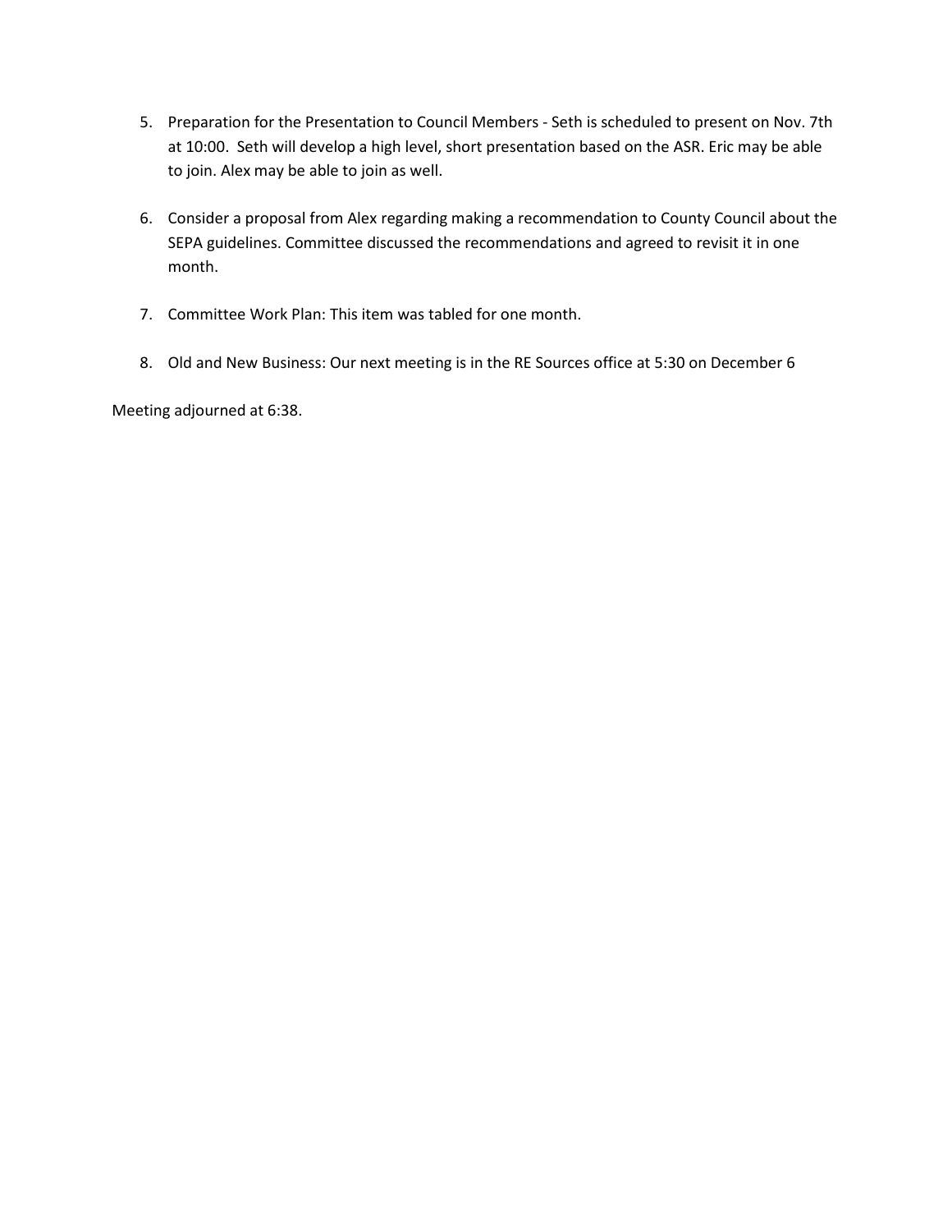5. Preparation for the Presentation to Council Members - Seth is scheduled to present on Nov. 7th at 10:00. Seth will develop a high level, short presentation based on the ASR. Eric may be able to join. Alex may be able to join as well.

6. Consider a proposal from Alex regarding making a recommendation to County Council about the SEPA guidelines. Committee discussed the recommendations and agreed to revisit it in one month.

7. Committee Work Plan: This item was tabled for one month.

8. Old and New Business: Our next meeting is in the RE Sources office at 5:30 on December 6

Meeting adjourned at 6:38.